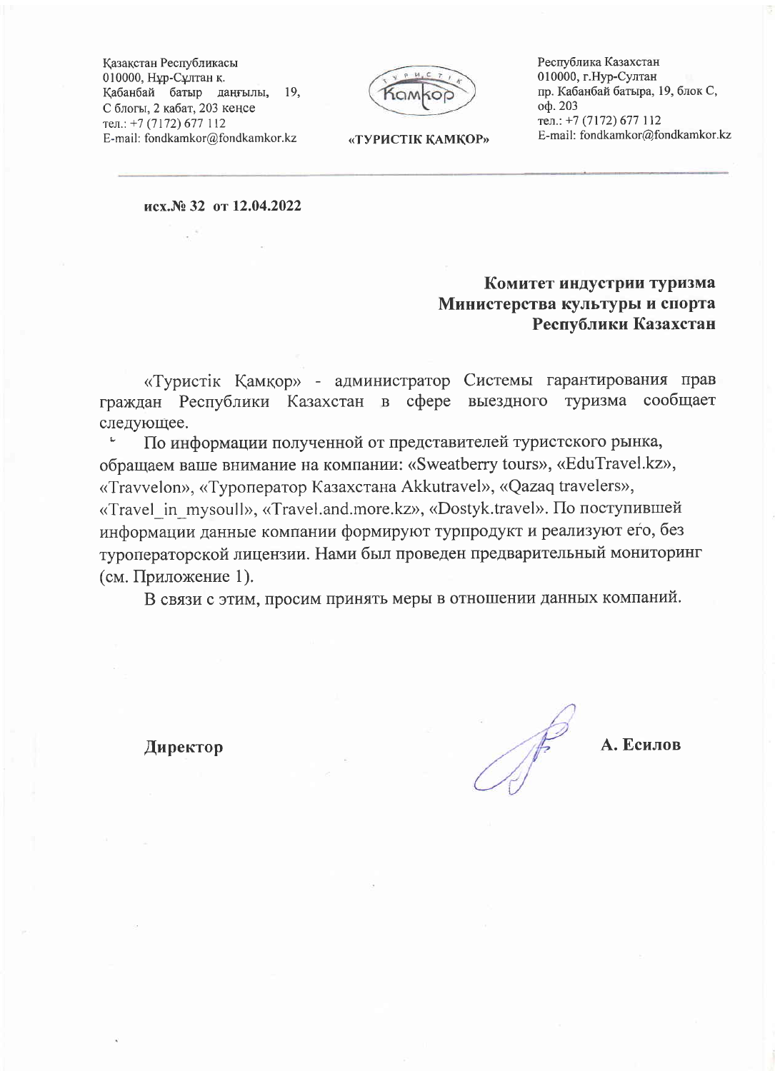Қазақстан Республикасы
010000, Нұр-Сұлтан қ.
Қабанбай батыр даңғылы, 19,
С блогы, 2 қабат, 203 кеңсе
тел.: +7 (7172) 677 112
E-mail: fondkamkor@fondkamkor.kz

«ТУРИСТІК ҚАМҚОР»

Республика Казахстан
010000, г.Нур-Султан
пр. Кабанбай батыра, 19, блок С,
оф. 203
тел.: +7 (7172) 677 112
E-mail: fondkamkor@fondkamkor.kz

---

**исх.№ 32 от 12.04.2022**

**Комитет индустрии туризма**
**Министерства культуры и спорта**
**Республики Казахстан**

«Туристік Қамқор» - администратор Системы гарантирования прав граждан Республики Казахстан в сфере выездного туризма сообщает следующее.

По информации полученной от представителей туристского рынка, обращаем ваше внимание на компании: «Sweatberry tours», «EduTravel.kz», «Travvelon», «Туроператор Казахстана Akkutravel», «Qazaq travelers», «Travel_in_mysoull», «Travel.and.more.kz», «Dostyk.travel». По поступившей информации данные компании формируют турпродукт и реализуют его, без туроператорской лицензии. Нами был проведен предварительный мониторинг (см. Приложение 1).

В связи с этим, просим принять меры в отношении данных компаний.

**Директор** **А. Есилов**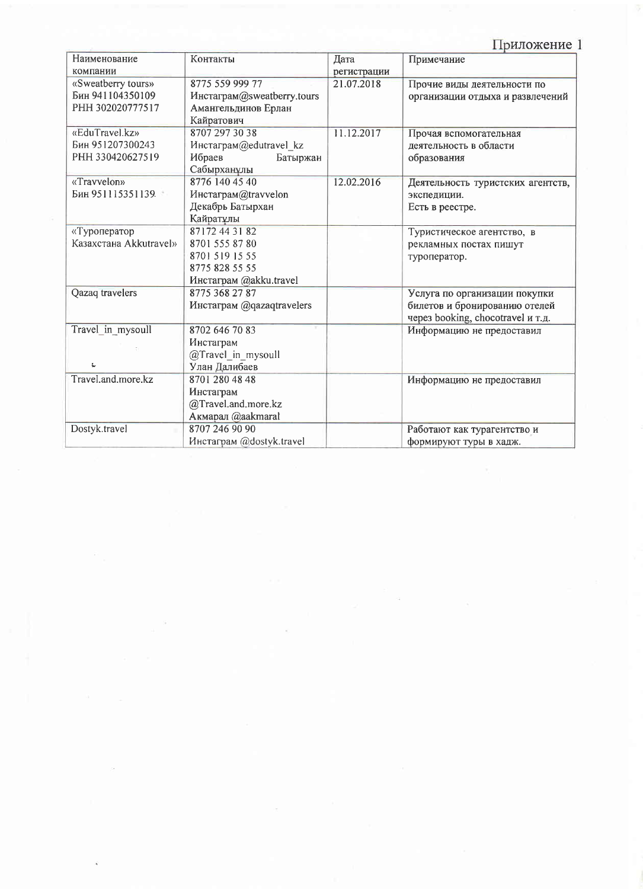Приложение 1

| Наименование компании | Контакты | Дата регистрации | Примечание |
|---|---|---|---|
| «Sweatberry tours» Бин 941104350109 РНН 302020777517 | 8775 559 999 77 Инстаграм@sweatberry.tours Амангельдинов Ерлан Кайратович | 21.07.2018 | Прочие виды деятельности по организации отдыха и развлечений |
| «EduTravel.kz» Бин 951207300243 РНН 330420627519 | 8707 297 30 38 Инстаграм@edutravel_kz Ибраев Батыржан Сабырханұлы | 11.12.2017 | Прочая вспомогательная деятельность в области образования |
| «Travvelon» Бин 951115351139 | 8776 140 45 40 Инстаграм@travvelon Декабрь Батырхан Кайратұлы | 12.02.2016 | Деятельность туристских агентств, экспедиции. Есть в реестре. |
| «Туроператор Казахстана Akkutravel» | 87172 44 31 82 8701 555 87 80 8701 519 15 55 8775 828 55 55 Инстаграм @akku.travel | | Туристическое агентство, в рекламных постах пишут туроператор. |
| Qazaq travelers | 8775 368 27 87 Инстаграм @qazaqtravelers | | Услуга по организации покупки билетов и бронированию отелей через booking, chocotravel и т.д. |
| Travel_in_mysoull | 8702 646 70 83 Инстаграм @Travel_in_mysoull Улан Далибаев | | Информацию не предоставил |
| Travel.and.more.kz | 8701 280 48 48 Инстаграм @Travel.and.more.kz Акмарал @aakmaral | | Информацию не предоставил |
| Dostyk.travel | 8707 246 90 90 Инстаграм @dostyk.travel | | Работают как турагентство и формируют туры в хадж. |